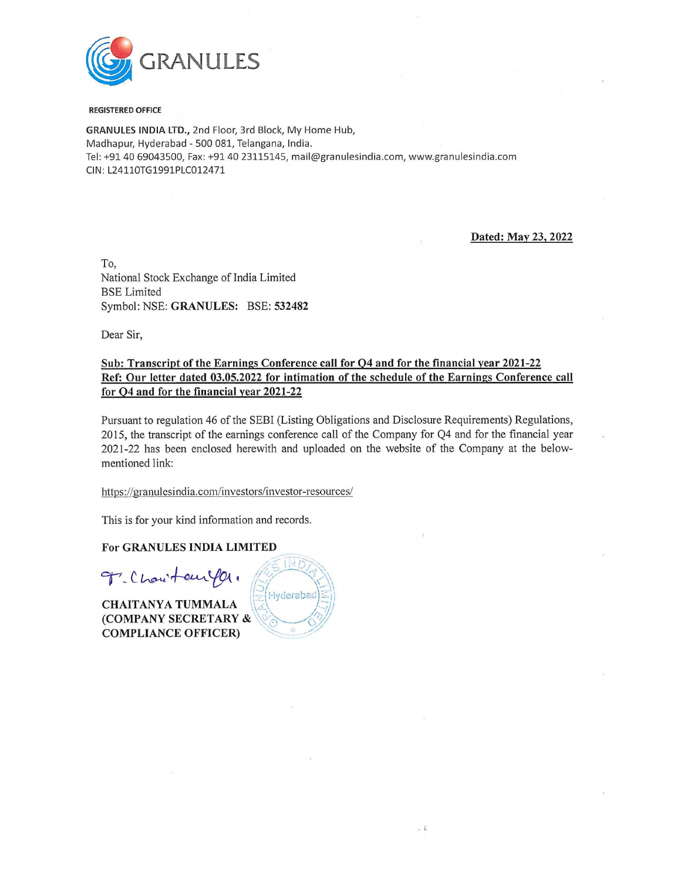GRANULES

**REGISTERED OFFICE**

**GRANULES INDIA LTD.**, 2nd Floor, 3rd Block, My Home Hub,
Madhapur, Hyderabad - 500 081, Telangana, India.
Tel: +91 40 69043500, Fax: +91 40 23115145, mail@granulesindia.com, www.granulesindia.com
CIN: L24110TG1991PLC012471

**Dated: May 23, 2022**

To,
National Stock Exchange of India Limited
BSE Limited
Symbol: NSE: **GRANULES:** BSE: **532482**

Dear Sir,

**Sub: Transcript of the Earnings Conference call for Q4 and for the financial year 2021-22**
**Ref: Our letter dated 03.05.2022 for intimation of the schedule of the Earnings Conference call for Q4 and for the financial year 2021-22**

Pursuant to regulation 46 of the SEBI (Listing Obligations and Disclosure Requirements) Regulations, 2015, the transcript of the earnings conference call of the Company for Q4 and for the financial year 2021-22 has been enclosed herewith and uploaded on the website of the Company at the below-mentioned link:

https://granulesindia.com/investors/investor-resources/

This is for your kind information and records.

**For GRANULES INDIA LIMITED**

**CHAITANYA TUMMALA**
**(COMPANY SECRETARY & COMPLIANCE OFFICER)**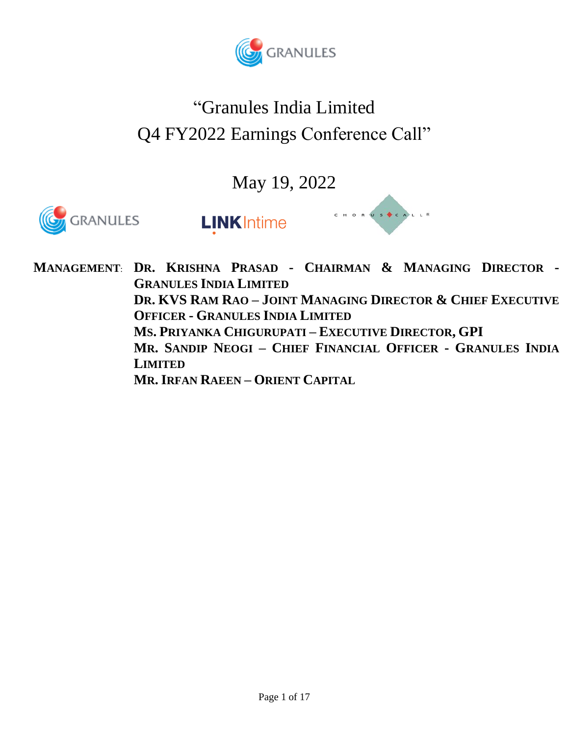# "Granules India Limited
# Q4 FY2022 Earnings Conference Call"

May 19, 2022

**MANAGEMENT:** **DR. KRISHNA PRASAD - CHAIRMAN & MANAGING DIRECTOR - GRANULES INDIA LIMITED**
**DR. KVS RAM RAO – JOINT MANAGING DIRECTOR & CHIEF EXECUTIVE OFFICER - GRANULES INDIA LIMITED**
**MS. PRIYANKA CHIGURUPATI – EXECUTIVE DIRECTOR, GPI**
**MR. SANDIP NEOGI – CHIEF FINANCIAL OFFICER - GRANULES INDIA LIMITED**
**MR. IRFAN RAEEN – ORIENT CAPITAL**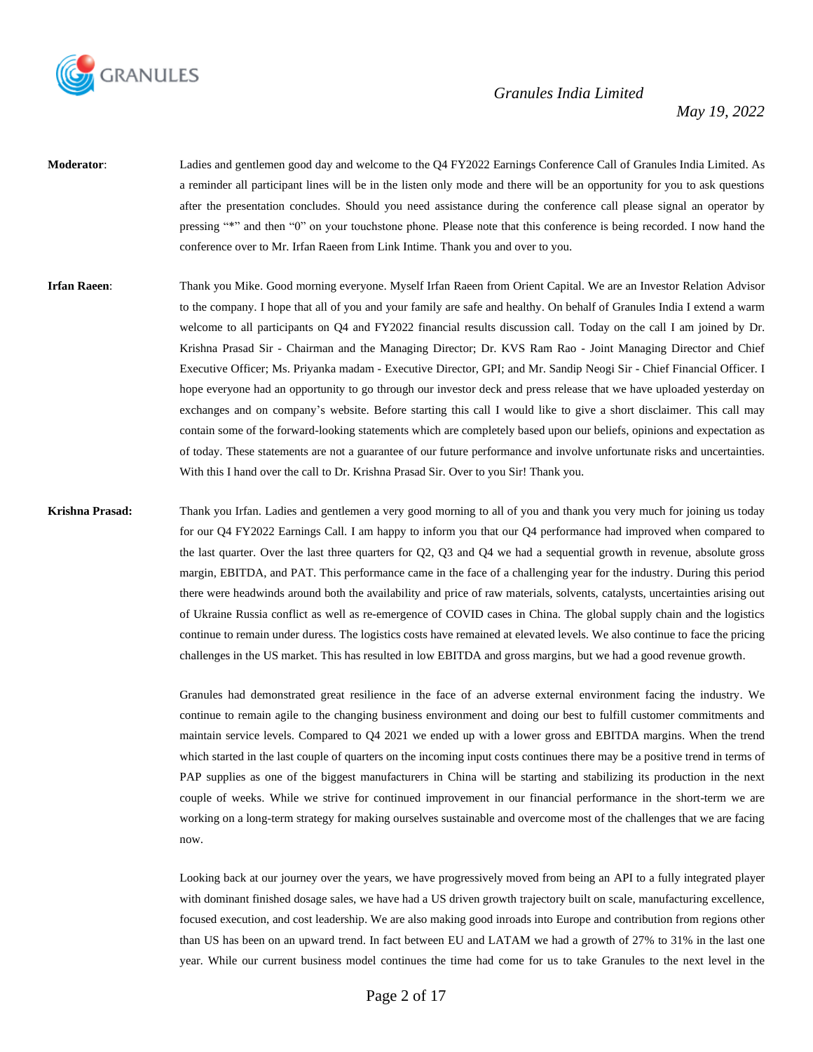**Moderator**: Ladies and gentlemen good day and welcome to the Q4 FY2022 Earnings Conference Call of Granules India Limited. As a reminder all participant lines will be in the listen only mode and there will be an opportunity for you to ask questions after the presentation concludes. Should you need assistance during the conference call please signal an operator by pressing "*" and then "0" on your touchstone phone. Please note that this conference is being recorded. I now hand the conference over to Mr. Irfan Raeen from Link Intime. Thank you and over to you.

**Irfan Raeen**: Thank you Mike. Good morning everyone. Myself Irfan Raeen from Orient Capital. We are an Investor Relation Advisor to the company. I hope that all of you and your family are safe and healthy. On behalf of Granules India I extend a warm welcome to all participants on Q4 and FY2022 financial results discussion call. Today on the call I am joined by Dr. Krishna Prasad Sir - Chairman and the Managing Director; Dr. KVS Ram Rao - Joint Managing Director and Chief Executive Officer; Ms. Priyanka madam - Executive Director, GPI; and Mr. Sandip Neogi Sir - Chief Financial Officer. I hope everyone had an opportunity to go through our investor deck and press release that we have uploaded yesterday on exchanges and on company's website. Before starting this call I would like to give a short disclaimer. This call may contain some of the forward-looking statements which are completely based upon our beliefs, opinions and expectation as of today. These statements are not a guarantee of our future performance and involve unfortunate risks and uncertainties. With this I hand over the call to Dr. Krishna Prasad Sir. Over to you Sir! Thank you.

**Krishna Prasad:** Thank you Irfan. Ladies and gentlemen a very good morning to all of you and thank you very much for joining us today for our Q4 FY2022 Earnings Call. I am happy to inform you that our Q4 performance had improved when compared to the last quarter. Over the last three quarters for Q2, Q3 and Q4 we had a sequential growth in revenue, absolute gross margin, EBITDA, and PAT. This performance came in the face of a challenging year for the industry. During this period there were headwinds around both the availability and price of raw materials, solvents, catalysts, uncertainties arising out of Ukraine Russia conflict as well as re-emergence of COVID cases in China. The global supply chain and the logistics continue to remain under duress. The logistics costs have remained at elevated levels. We also continue to face the pricing challenges in the US market. This has resulted in low EBITDA and gross margins, but we had a good revenue growth.

Granules had demonstrated great resilience in the face of an adverse external environment facing the industry. We continue to remain agile to the changing business environment and doing our best to fulfill customer commitments and maintain service levels. Compared to Q4 2021 we ended up with a lower gross and EBITDA margins. When the trend which started in the last couple of quarters on the incoming input costs continues there may be a positive trend in terms of PAP supplies as one of the biggest manufacturers in China will be starting and stabilizing its production in the next couple of weeks. While we strive for continued improvement in our financial performance in the short-term we are working on a long-term strategy for making ourselves sustainable and overcome most of the challenges that we are facing now.

Looking back at our journey over the years, we have progressively moved from being an API to a fully integrated player with dominant finished dosage sales, we have had a US driven growth trajectory built on scale, manufacturing excellence, focused execution, and cost leadership. We are also making good inroads into Europe and contribution from regions other than US has been on an upward trend. In fact between EU and LATAM we had a growth of 27% to 31% in the last one year. While our current business model continues the time had come for us to take Granules to the next level in the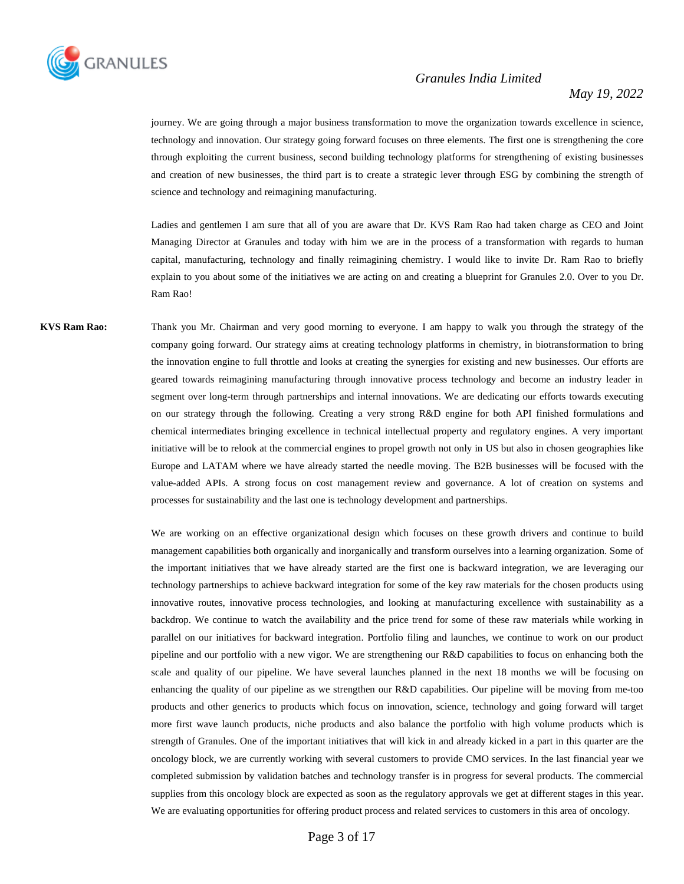journey. We are going through a major business transformation to move the organization towards excellence in science, technology and innovation. Our strategy going forward focuses on three elements. The first one is strengthening the core through exploiting the current business, second building technology platforms for strengthening of existing businesses and creation of new businesses, the third part is to create a strategic lever through ESG by combining the strength of science and technology and reimagining manufacturing.

Ladies and gentlemen I am sure that all of you are aware that Dr. KVS Ram Rao had taken charge as CEO and Joint Managing Director at Granules and today with him we are in the process of a transformation with regards to human capital, manufacturing, technology and finally reimagining chemistry. I would like to invite Dr. Ram Rao to briefly explain to you about some of the initiatives we are acting on and creating a blueprint for Granules 2.0. Over to you Dr. Ram Rao!

**KVS Ram Rao:** Thank you Mr. Chairman and very good morning to everyone. I am happy to walk you through the strategy of the company going forward. Our strategy aims at creating technology platforms in chemistry, in biotransformation to bring the innovation engine to full throttle and looks at creating the synergies for existing and new businesses. Our efforts are geared towards reimagining manufacturing through innovative process technology and become an industry leader in segment over long-term through partnerships and internal innovations. We are dedicating our efforts towards executing on our strategy through the following. Creating a very strong R&D engine for both API finished formulations and chemical intermediates bringing excellence in technical intellectual property and regulatory engines. A very important initiative will be to relook at the commercial engines to propel growth not only in US but also in chosen geographies like Europe and LATAM where we have already started the needle moving. The B2B businesses will be focused with the value-added APIs. A strong focus on cost management review and governance. A lot of creation on systems and processes for sustainability and the last one is technology development and partnerships.

We are working on an effective organizational design which focuses on these growth drivers and continue to build management capabilities both organically and inorganically and transform ourselves into a learning organization. Some of the important initiatives that we have already started are the first one is backward integration, we are leveraging our technology partnerships to achieve backward integration for some of the key raw materials for the chosen products using innovative routes, innovative process technologies, and looking at manufacturing excellence with sustainability as a backdrop. We continue to watch the availability and the price trend for some of these raw materials while working in parallel on our initiatives for backward integration. Portfolio filing and launches, we continue to work on our product pipeline and our portfolio with a new vigor. We are strengthening our R&D capabilities to focus on enhancing both the scale and quality of our pipeline. We have several launches planned in the next 18 months we will be focusing on enhancing the quality of our pipeline as we strengthen our R&D capabilities. Our pipeline will be moving from me-too products and other generics to products which focus on innovation, science, technology and going forward will target more first wave launch products, niche products and also balance the portfolio with high volume products which is strength of Granules. One of the important initiatives that will kick in and already kicked in a part in this quarter are the oncology block, we are currently working with several customers to provide CMO services. In the last financial year we completed submission by validation batches and technology transfer is in progress for several products. The commercial supplies from this oncology block are expected as soon as the regulatory approvals we get at different stages in this year. We are evaluating opportunities for offering product process and related services to customers in this area of oncology.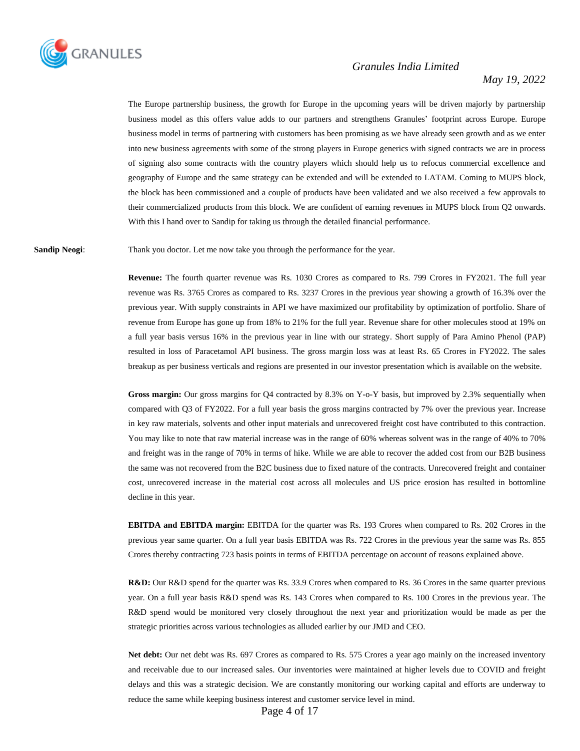The Europe partnership business, the growth for Europe in the upcoming years will be driven majorly by partnership business model as this offers value adds to our partners and strengthens Granules' footprint across Europe. Europe business model in terms of partnering with customers has been promising as we have already seen growth and as we enter into new business agreements with some of the strong players in Europe generics with signed contracts we are in process of signing also some contracts with the country players which should help us to refocus commercial excellence and geography of Europe and the same strategy can be extended and will be extended to LATAM. Coming to MUPS block, the block has been commissioned and a couple of products have been validated and we also received a few approvals to their commercialized products from this block. We are confident of earning revenues in MUPS block from Q2 onwards. With this I hand over to Sandip for taking us through the detailed financial performance.

**Sandip Neogi**: Thank you doctor. Let me now take you through the performance for the year.

**Revenue:** The fourth quarter revenue was Rs. 1030 Crores as compared to Rs. 799 Crores in FY2021. The full year revenue was Rs. 3765 Crores as compared to Rs. 3237 Crores in the previous year showing a growth of 16.3% over the previous year. With supply constraints in API we have maximized our profitability by optimization of portfolio. Share of revenue from Europe has gone up from 18% to 21% for the full year. Revenue share for other molecules stood at 19% on a full year basis versus 16% in the previous year in line with our strategy. Short supply of Para Amino Phenol (PAP) resulted in loss of Paracetamol API business. The gross margin loss was at least Rs. 65 Crores in FY2022. The sales breakup as per business verticals and regions are presented in our investor presentation which is available on the website.

**Gross margin:** Our gross margins for Q4 contracted by 8.3% on Y-o-Y basis, but improved by 2.3% sequentially when compared with Q3 of FY2022. For a full year basis the gross margins contracted by 7% over the previous year. Increase in key raw materials, solvents and other input materials and unrecovered freight cost have contributed to this contraction. You may like to note that raw material increase was in the range of 60% whereas solvent was in the range of 40% to 70% and freight was in the range of 70% in terms of hike. While we are able to recover the added cost from our B2B business the same was not recovered from the B2C business due to fixed nature of the contracts. Unrecovered freight and container cost, unrecovered increase in the material cost across all molecules and US price erosion has resulted in bottomline decline in this year.

**EBITDA and EBITDA margin:** EBITDA for the quarter was Rs. 193 Crores when compared to Rs. 202 Crores in the previous year same quarter. On a full year basis EBITDA was Rs. 722 Crores in the previous year the same was Rs. 855 Crores thereby contracting 723 basis points in terms of EBITDA percentage on account of reasons explained above.

**R&D:** Our R&D spend for the quarter was Rs. 33.9 Crores when compared to Rs. 36 Crores in the same quarter previous year. On a full year basis R&D spend was Rs. 143 Crores when compared to Rs. 100 Crores in the previous year. The R&D spend would be monitored very closely throughout the next year and prioritization would be made as per the strategic priorities across various technologies as alluded earlier by our JMD and CEO.

**Net debt:** Our net debt was Rs. 697 Crores as compared to Rs. 575 Crores a year ago mainly on the increased inventory and receivable due to our increased sales. Our inventories were maintained at higher levels due to COVID and freight delays and this was a strategic decision. We are constantly monitoring our working capital and efforts are underway to reduce the same while keeping business interest and customer service level in mind.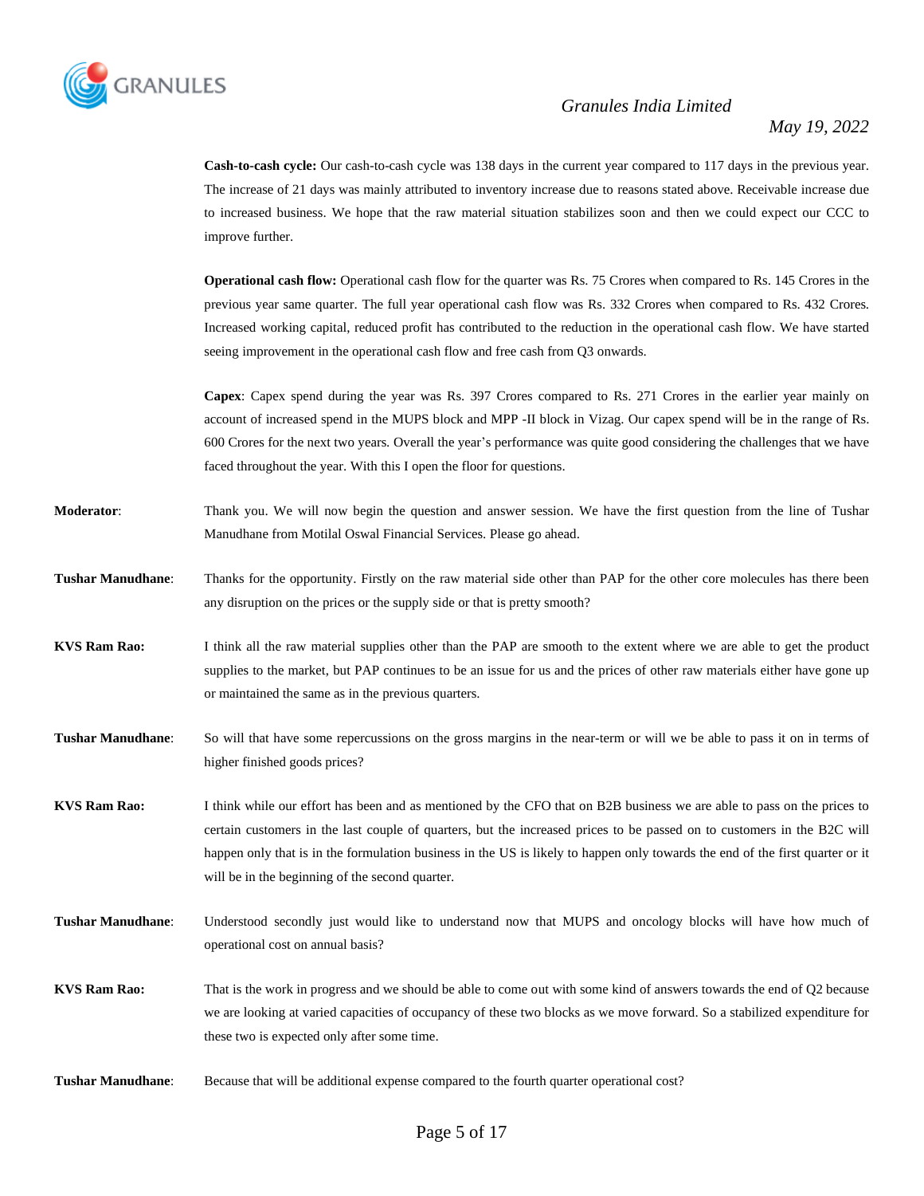**Cash-to-cash cycle:** Our cash-to-cash cycle was 138 days in the current year compared to 117 days in the previous year. The increase of 21 days was mainly attributed to inventory increase due to reasons stated above. Receivable increase due to increased business. We hope that the raw material situation stabilizes soon and then we could expect our CCC to improve further.

**Operational cash flow:** Operational cash flow for the quarter was Rs. 75 Crores when compared to Rs. 145 Crores in the previous year same quarter. The full year operational cash flow was Rs. 332 Crores when compared to Rs. 432 Crores. Increased working capital, reduced profit has contributed to the reduction in the operational cash flow. We have started seeing improvement in the operational cash flow and free cash from Q3 onwards.

**Capex**: Capex spend during the year was Rs. 397 Crores compared to Rs. 271 Crores in the earlier year mainly on account of increased spend in the MUPS block and MPP -II block in Vizag. Our capex spend will be in the range of Rs. 600 Crores for the next two years. Overall the year's performance was quite good considering the challenges that we have faced throughout the year. With this I open the floor for questions.

**Moderator**: Thank you. We will now begin the question and answer session. We have the first question from the line of Tushar Manudhane from Motilal Oswal Financial Services. Please go ahead.

**Tushar Manudhane**: Thanks for the opportunity. Firstly on the raw material side other than PAP for the other core molecules has there been any disruption on the prices or the supply side or that is pretty smooth?

**KVS Ram Rao:** I think all the raw material supplies other than the PAP are smooth to the extent where we are able to get the product supplies to the market, but PAP continues to be an issue for us and the prices of other raw materials either have gone up or maintained the same as in the previous quarters.

**Tushar Manudhane**: So will that have some repercussions on the gross margins in the near-term or will we be able to pass it on in terms of higher finished goods prices?

**KVS Ram Rao:** I think while our effort has been and as mentioned by the CFO that on B2B business we are able to pass on the prices to certain customers in the last couple of quarters, but the increased prices to be passed on to customers in the B2C will happen only that is in the formulation business in the US is likely to happen only towards the end of the first quarter or it will be in the beginning of the second quarter.

**Tushar Manudhane**: Understood secondly just would like to understand now that MUPS and oncology blocks will have how much of operational cost on annual basis?

**KVS Ram Rao:** That is the work in progress and we should be able to come out with some kind of answers towards the end of Q2 because we are looking at varied capacities of occupancy of these two blocks as we move forward. So a stabilized expenditure for these two is expected only after some time.

**Tushar Manudhane**: Because that will be additional expense compared to the fourth quarter operational cost?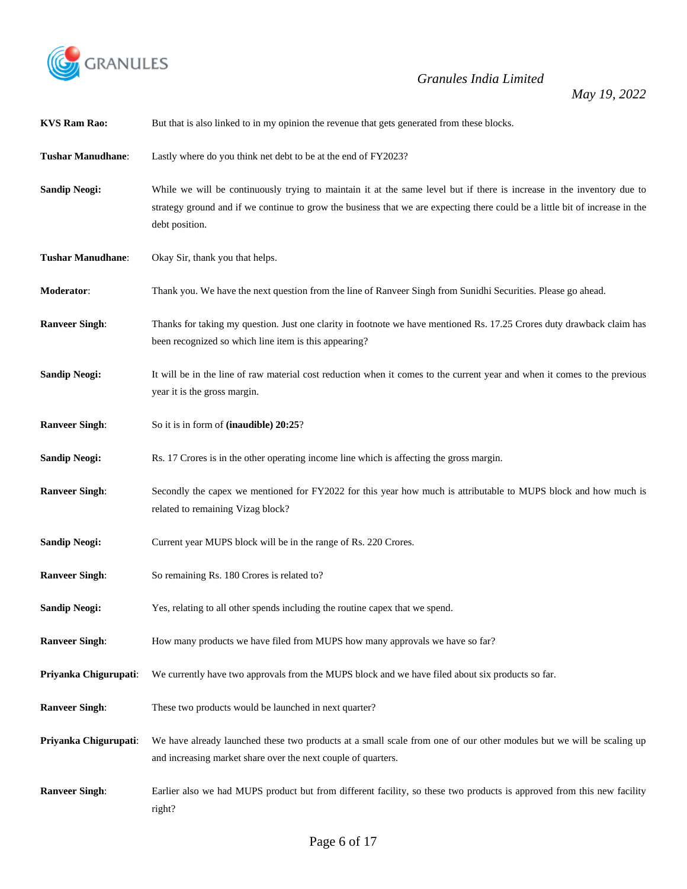**KVS Ram Rao:** But that is also linked to in my opinion the revenue that gets generated from these blocks.

**Tushar Manudhane**: Lastly where do you think net debt to be at the end of FY2023?

**Sandip Neogi:** While we will be continuously trying to maintain it at the same level but if there is increase in the inventory due to strategy ground and if we continue to grow the business that we are expecting there could be a little bit of increase in the debt position.

**Tushar Manudhane**: Okay Sir, thank you that helps.

**Moderator**: Thank you. We have the next question from the line of Ranveer Singh from Sunidhi Securities. Please go ahead.

**Ranveer Singh**: Thanks for taking my question. Just one clarity in footnote we have mentioned Rs. 17.25 Crores duty drawback claim has been recognized so which line item is this appearing?

**Sandip Neogi:** It will be in the line of raw material cost reduction when it comes to the current year and when it comes to the previous year it is the gross margin.

**Ranveer Singh**: So it is in form of **(inaudible) 20:25**?

**Sandip Neogi:** Rs. 17 Crores is in the other operating income line which is affecting the gross margin.

**Ranveer Singh**: Secondly the capex we mentioned for FY2022 for this year how much is attributable to MUPS block and how much is related to remaining Vizag block?

**Sandip Neogi:** Current year MUPS block will be in the range of Rs. 220 Crores.

**Ranveer Singh**: So remaining Rs. 180 Crores is related to?

**Sandip Neogi:** Yes, relating to all other spends including the routine capex that we spend.

**Ranveer Singh**: How many products we have filed from MUPS how many approvals we have so far?

**Priyanka Chigurupati**: We currently have two approvals from the MUPS block and we have filed about six products so far.

**Ranveer Singh**: These two products would be launched in next quarter?

**Priyanka Chigurupati**: We have already launched these two products at a small scale from one of our other modules but we will be scaling up and increasing market share over the next couple of quarters.

**Ranveer Singh**: Earlier also we had MUPS product but from different facility, so these two products is approved from this new facility right?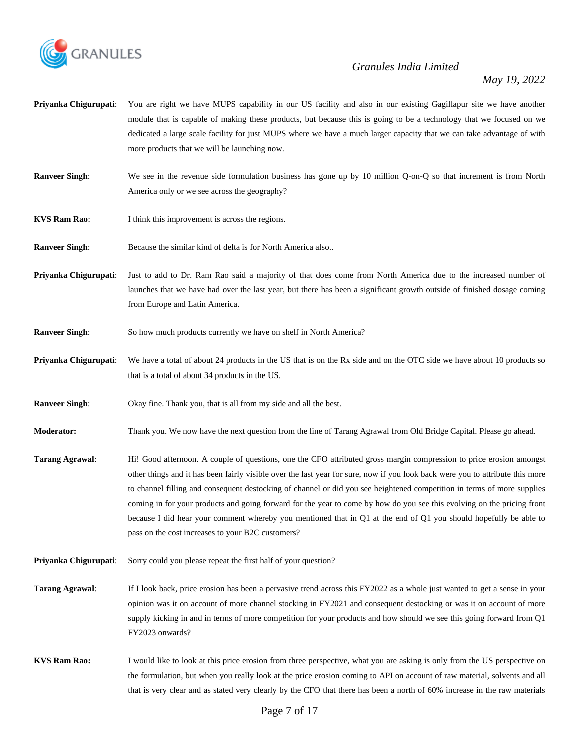**Priyanka Chigurupati**: You are right we have MUPS capability in our US facility and also in our existing Gagillapur site we have another module that is capable of making these products, but because this is going to be a technology that we focused on we dedicated a large scale facility for just MUPS where we have a much larger capacity that we can take advantage of with more products that we will be launching now.

**Ranveer Singh**: We see in the revenue side formulation business has gone up by 10 million Q-on-Q so that increment is from North America only or we see across the geography?

**KVS Ram Rao**: I think this improvement is across the regions.

**Ranveer Singh**: Because the similar kind of delta is for North America also..

**Priyanka Chigurupati**: Just to add to Dr. Ram Rao said a majority of that does come from North America due to the increased number of launches that we have had over the last year, but there has been a significant growth outside of finished dosage coming from Europe and Latin America.

**Ranveer Singh**: So how much products currently we have on shelf in North America?

**Priyanka Chigurupati**: We have a total of about 24 products in the US that is on the Rx side and on the OTC side we have about 10 products so that is a total of about 34 products in the US.

**Ranveer Singh**: Okay fine. Thank you, that is all from my side and all the best.

**Moderator:** Thank you. We now have the next question from the line of Tarang Agrawal from Old Bridge Capital. Please go ahead.

**Tarang Agrawal**: Hi! Good afternoon. A couple of questions, one the CFO attributed gross margin compression to price erosion amongst other things and it has been fairly visible over the last year for sure, now if you look back were you to attribute this more to channel filling and consequent destocking of channel or did you see heightened competition in terms of more supplies coming in for your products and going forward for the year to come by how do you see this evolving on the pricing front because I did hear your comment whereby you mentioned that in Q1 at the end of Q1 you should hopefully be able to pass on the cost increases to your B2C customers?

**Priyanka Chigurupati**: Sorry could you please repeat the first half of your question?

**Tarang Agrawal**: If I look back, price erosion has been a pervasive trend across this FY2022 as a whole just wanted to get a sense in your opinion was it on account of more channel stocking in FY2021 and consequent destocking or was it on account of more supply kicking in and in terms of more competition for your products and how should we see this going forward from Q1 FY2023 onwards?

**KVS Ram Rao:** I would like to look at this price erosion from three perspective, what you are asking is only from the US perspective on the formulation, but when you really look at the price erosion coming to API on account of raw material, solvents and all that is very clear and as stated very clearly by the CFO that there has been a north of 60% increase in the raw materials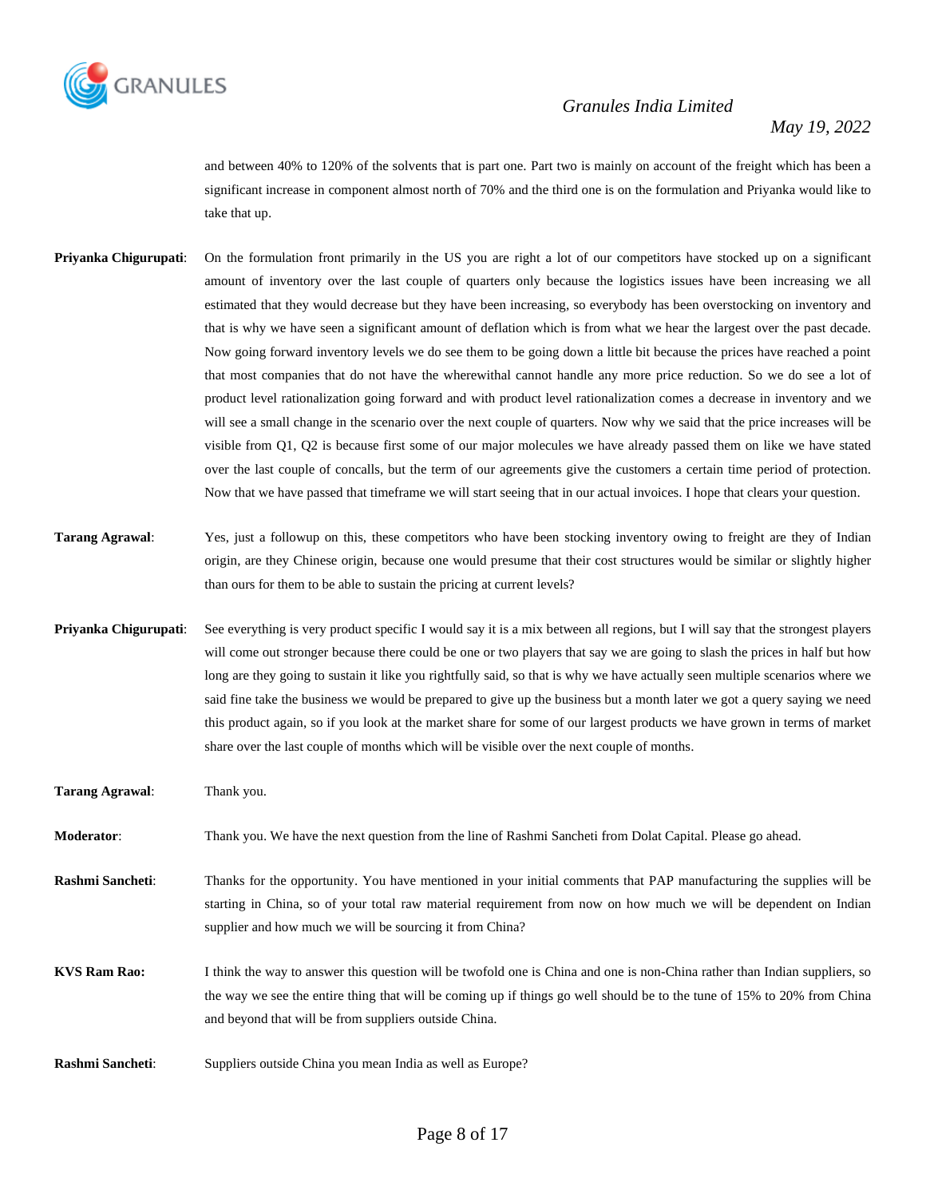and between 40% to 120% of the solvents that is part one. Part two is mainly on account of the freight which has been a significant increase in component almost north of 70% and the third one is on the formulation and Priyanka would like to take that up.

**Priyanka Chigurupati**: On the formulation front primarily in the US you are right a lot of our competitors have stocked up on a significant amount of inventory over the last couple of quarters only because the logistics issues have been increasing we all estimated that they would decrease but they have been increasing, so everybody has been overstocking on inventory and that is why we have seen a significant amount of deflation which is from what we hear the largest over the past decade. Now going forward inventory levels we do see them to be going down a little bit because the prices have reached a point that most companies that do not have the wherewithal cannot handle any more price reduction. So we do see a lot of product level rationalization going forward and with product level rationalization comes a decrease in inventory and we will see a small change in the scenario over the next couple of quarters. Now why we said that the price increases will be visible from Q1, Q2 is because first some of our major molecules we have already passed them on like we have stated over the last couple of concalls, but the term of our agreements give the customers a certain time period of protection. Now that we have passed that timeframe we will start seeing that in our actual invoices. I hope that clears your question.

**Tarang Agrawal**: Yes, just a followup on this, these competitors who have been stocking inventory owing to freight are they of Indian origin, are they Chinese origin, because one would presume that their cost structures would be similar or slightly higher than ours for them to be able to sustain the pricing at current levels?

**Priyanka Chigurupati**: See everything is very product specific I would say it is a mix between all regions, but I will say that the strongest players will come out stronger because there could be one or two players that say we are going to slash the prices in half but how long are they going to sustain it like you rightfully said, so that is why we have actually seen multiple scenarios where we said fine take the business we would be prepared to give up the business but a month later we got a query saying we need this product again, so if you look at the market share for some of our largest products we have grown in terms of market share over the last couple of months which will be visible over the next couple of months.

**Tarang Agrawal**: Thank you.

**Moderator**: Thank you. We have the next question from the line of Rashmi Sancheti from Dolat Capital. Please go ahead.

**Rashmi Sancheti**: Thanks for the opportunity. You have mentioned in your initial comments that PAP manufacturing the supplies will be starting in China, so of your total raw material requirement from now on how much we will be dependent on Indian supplier and how much we will be sourcing it from China?

**KVS Ram Rao:** I think the way to answer this question will be twofold one is China and one is non-China rather than Indian suppliers, so the way we see the entire thing that will be coming up if things go well should be to the tune of 15% to 20% from China and beyond that will be from suppliers outside China.

**Rashmi Sancheti**: Suppliers outside China you mean India as well as Europe?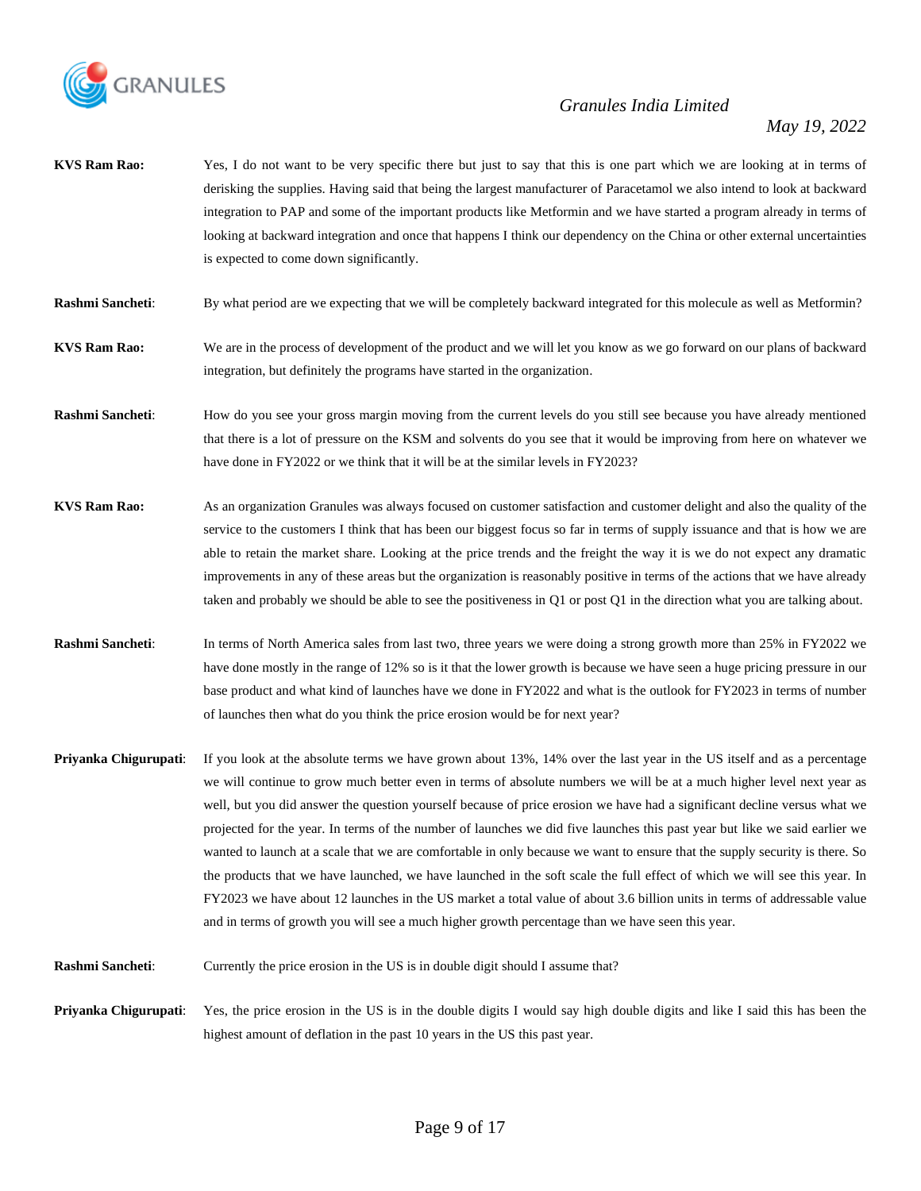**KVS Ram Rao:** Yes, I do not want to be very specific there but just to say that this is one part which we are looking at in terms of derisking the supplies. Having said that being the largest manufacturer of Paracetamol we also intend to look at backward integration to PAP and some of the important products like Metformin and we have started a program already in terms of looking at backward integration and once that happens I think our dependency on the China or other external uncertainties is expected to come down significantly.

**Rashmi Sancheti**: By what period are we expecting that we will be completely backward integrated for this molecule as well as Metformin?

**KVS Ram Rao:** We are in the process of development of the product and we will let you know as we go forward on our plans of backward integration, but definitely the programs have started in the organization.

**Rashmi Sancheti**: How do you see your gross margin moving from the current levels do you still see because you have already mentioned that there is a lot of pressure on the KSM and solvents do you see that it would be improving from here on whatever we have done in FY2022 or we think that it will be at the similar levels in FY2023?

**KVS Ram Rao:** As an organization Granules was always focused on customer satisfaction and customer delight and also the quality of the service to the customers I think that has been our biggest focus so far in terms of supply issuance and that is how we are able to retain the market share. Looking at the price trends and the freight the way it is we do not expect any dramatic improvements in any of these areas but the organization is reasonably positive in terms of the actions that we have already taken and probably we should be able to see the positiveness in Q1 or post Q1 in the direction what you are talking about.

**Rashmi Sancheti**: In terms of North America sales from last two, three years we were doing a strong growth more than 25% in FY2022 we have done mostly in the range of 12% so is it that the lower growth is because we have seen a huge pricing pressure in our base product and what kind of launches have we done in FY2022 and what is the outlook for FY2023 in terms of number of launches then what do you think the price erosion would be for next year?

**Priyanka Chigurupati**: If you look at the absolute terms we have grown about 13%, 14% over the last year in the US itself and as a percentage we will continue to grow much better even in terms of absolute numbers we will be at a much higher level next year as well, but you did answer the question yourself because of price erosion we have had a significant decline versus what we projected for the year. In terms of the number of launches we did five launches this past year but like we said earlier we wanted to launch at a scale that we are comfortable in only because we want to ensure that the supply security is there. So the products that we have launched, we have launched in the soft scale the full effect of which we will see this year. In FY2023 we have about 12 launches in the US market a total value of about 3.6 billion units in terms of addressable value and in terms of growth you will see a much higher growth percentage than we have seen this year.

**Rashmi Sancheti**: Currently the price erosion in the US is in double digit should I assume that?

**Priyanka Chigurupati**: Yes, the price erosion in the US is in the double digits I would say high double digits and like I said this has been the highest amount of deflation in the past 10 years in the US this past year.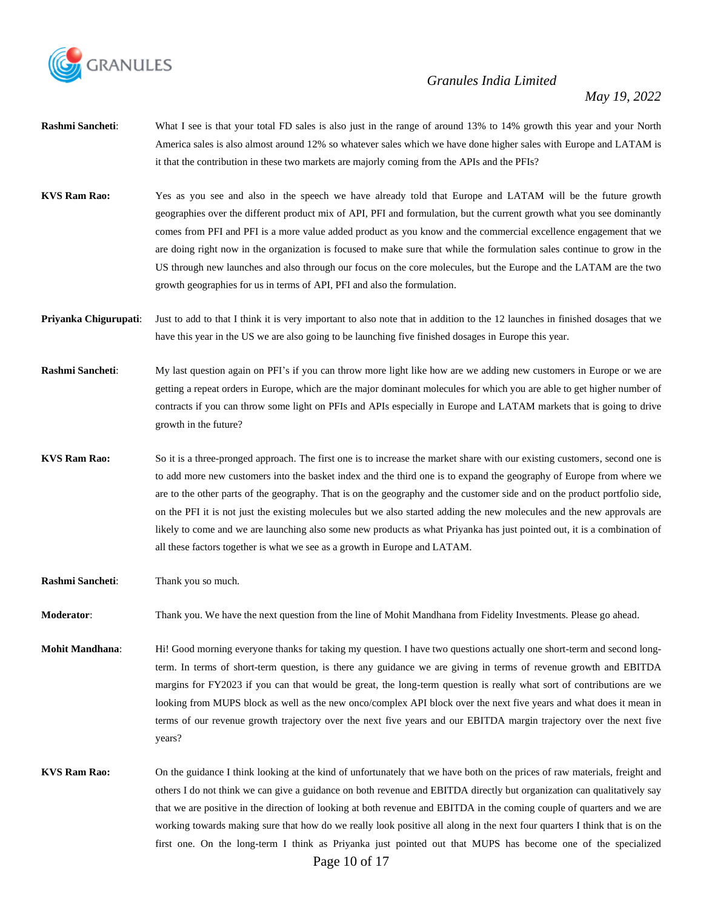**Rashmi Sancheti**: What I see is that your total FD sales is also just in the range of around 13% to 14% growth this year and your North America sales is also almost around 12% so whatever sales which we have done higher sales with Europe and LATAM is it that the contribution in these two markets are majorly coming from the APIs and the PFIs?

**KVS Ram Rao:** Yes as you see and also in the speech we have already told that Europe and LATAM will be the future growth geographies over the different product mix of API, PFI and formulation, but the current growth what you see dominantly comes from PFI and PFI is a more value added product as you know and the commercial excellence engagement that we are doing right now in the organization is focused to make sure that while the formulation sales continue to grow in the US through new launches and also through our focus on the core molecules, but the Europe and the LATAM are the two growth geographies for us in terms of API, PFI and also the formulation.

**Priyanka Chigurupati**: Just to add to that I think it is very important to also note that in addition to the 12 launches in finished dosages that we have this year in the US we are also going to be launching five finished dosages in Europe this year.

**Rashmi Sancheti**: My last question again on PFI's if you can throw more light like how are we adding new customers in Europe or we are getting a repeat orders in Europe, which are the major dominant molecules for which you are able to get higher number of contracts if you can throw some light on PFIs and APIs especially in Europe and LATAM markets that is going to drive growth in the future?

**KVS Ram Rao:** So it is a three-pronged approach. The first one is to increase the market share with our existing customers, second one is to add more new customers into the basket index and the third one is to expand the geography of Europe from where we are to the other parts of the geography. That is on the geography and the customer side and on the product portfolio side, on the PFI it is not just the existing molecules but we also started adding the new molecules and the new approvals are likely to come and we are launching also some new products as what Priyanka has just pointed out, it is a combination of all these factors together is what we see as a growth in Europe and LATAM.

**Rashmi Sancheti**: Thank you so much.

**Moderator**: Thank you. We have the next question from the line of Mohit Mandhana from Fidelity Investments. Please go ahead.

**Mohit Mandhana**: Hi! Good morning everyone thanks for taking my question. I have two questions actually one short-term and second long-term. In terms of short-term question, is there any guidance we are giving in terms of revenue growth and EBITDA margins for FY2023 if you can that would be great, the long-term question is really what sort of contributions are we looking from MUPS block as well as the new onco/complex API block over the next five years and what does it mean in terms of our revenue growth trajectory over the next five years and our EBITDA margin trajectory over the next five years?

**KVS Ram Rao:** On the guidance I think looking at the kind of unfortunately that we have both on the prices of raw materials, freight and others I do not think we can give a guidance on both revenue and EBITDA directly but organization can qualitatively say that we are positive in the direction of looking at both revenue and EBITDA in the coming couple of quarters and we are working towards making sure that how do we really look positive all along in the next four quarters I think that is on the first one. On the long-term I think as Priyanka just pointed out that MUPS has become one of the specialized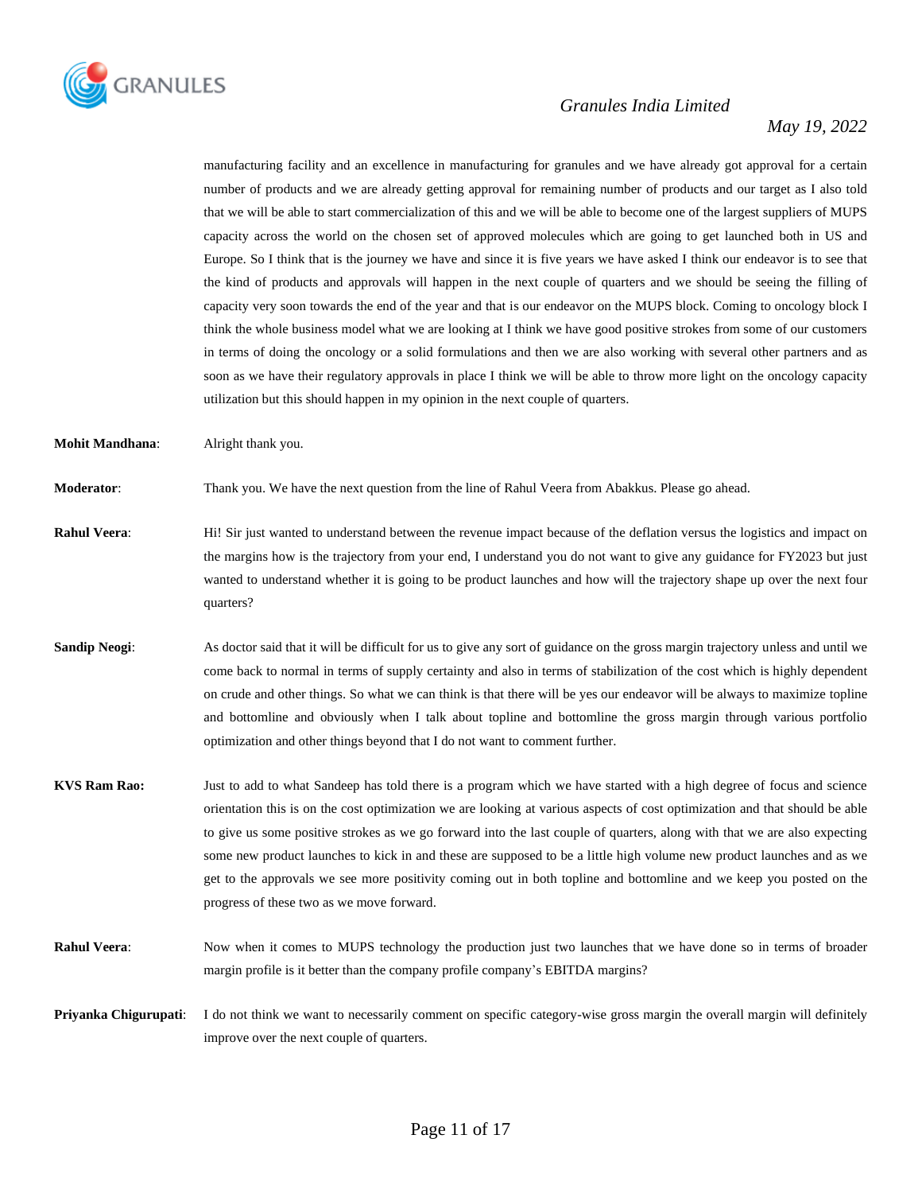manufacturing facility and an excellence in manufacturing for granules and we have already got approval for a certain number of products and we are already getting approval for remaining number of products and our target as I also told that we will be able to start commercialization of this and we will be able to become one of the largest suppliers of MUPS capacity across the world on the chosen set of approved molecules which are going to get launched both in US and Europe. So I think that is the journey we have and since it is five years we have asked I think our endeavor is to see that the kind of products and approvals will happen in the next couple of quarters and we should be seeing the filling of capacity very soon towards the end of the year and that is our endeavor on the MUPS block. Coming to oncology block I think the whole business model what we are looking at I think we have good positive strokes from some of our customers in terms of doing the oncology or a solid formulations and then we are also working with several other partners and as soon as we have their regulatory approvals in place I think we will be able to throw more light on the oncology capacity utilization but this should happen in my opinion in the next couple of quarters.

**Mohit Mandhana**: Alright thank you.

**Moderator**: Thank you. We have the next question from the line of Rahul Veera from Abakkus. Please go ahead.

**Rahul Veera**: Hi! Sir just wanted to understand between the revenue impact because of the deflation versus the logistics and impact on the margins how is the trajectory from your end, I understand you do not want to give any guidance for FY2023 but just wanted to understand whether it is going to be product launches and how will the trajectory shape up over the next four quarters?

**Sandip Neogi**: As doctor said that it will be difficult for us to give any sort of guidance on the gross margin trajectory unless and until we come back to normal in terms of supply certainty and also in terms of stabilization of the cost which is highly dependent on crude and other things. So what we can think is that there will be yes our endeavor will be always to maximize topline and bottomline and obviously when I talk about topline and bottomline the gross margin through various portfolio optimization and other things beyond that I do not want to comment further.

**KVS Ram Rao:** Just to add to what Sandeep has told there is a program which we have started with a high degree of focus and science orientation this is on the cost optimization we are looking at various aspects of cost optimization and that should be able to give us some positive strokes as we go forward into the last couple of quarters, along with that we are also expecting some new product launches to kick in and these are supposed to be a little high volume new product launches and as we get to the approvals we see more positivity coming out in both topline and bottomline and we keep you posted on the progress of these two as we move forward.

**Rahul Veera**: Now when it comes to MUPS technology the production just two launches that we have done so in terms of broader margin profile is it better than the company profile company's EBITDA margins?

**Priyanka Chigurupati**: I do not think we want to necessarily comment on specific category-wise gross margin the overall margin will definitely improve over the next couple of quarters.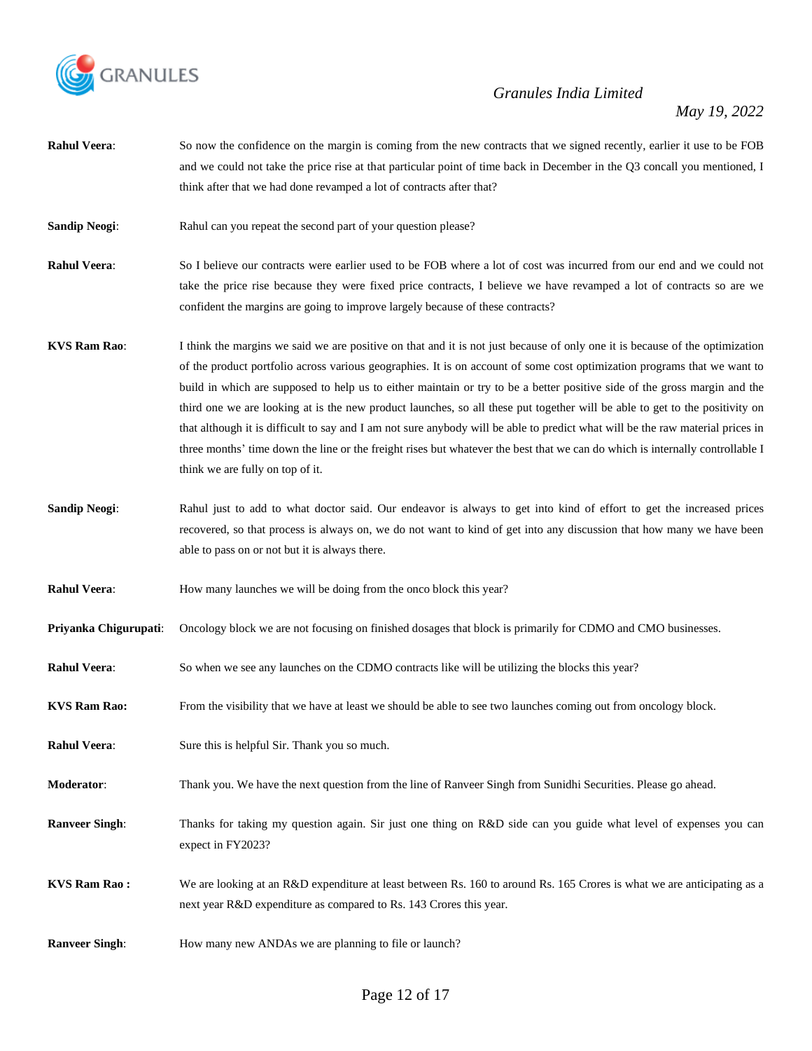**Rahul Veera**: So now the confidence on the margin is coming from the new contracts that we signed recently, earlier it use to be FOB and we could not take the price rise at that particular point of time back in December in the Q3 concall you mentioned, I think after that we had done revamped a lot of contracts after that?

**Sandip Neogi**: Rahul can you repeat the second part of your question please?

**Rahul Veera**: So I believe our contracts were earlier used to be FOB where a lot of cost was incurred from our end and we could not take the price rise because they were fixed price contracts, I believe we have revamped a lot of contracts so are we confident the margins are going to improve largely because of these contracts?

**KVS Ram Rao**: I think the margins we said we are positive on that and it is not just because of only one it is because of the optimization of the product portfolio across various geographies. It is on account of some cost optimization programs that we want to build in which are supposed to help us to either maintain or try to be a better positive side of the gross margin and the third one we are looking at is the new product launches, so all these put together will be able to get to the positivity on that although it is difficult to say and I am not sure anybody will be able to predict what will be the raw material prices in three months' time down the line or the freight rises but whatever the best that we can do which is internally controllable I think we are fully on top of it.

**Sandip Neogi**: Rahul just to add to what doctor said. Our endeavor is always to get into kind of effort to get the increased prices recovered, so that process is always on, we do not want to kind of get into any discussion that how many we have been able to pass on or not but it is always there.

**Rahul Veera**: How many launches we will be doing from the onco block this year?

**Priyanka Chigurupati**: Oncology block we are not focusing on finished dosages that block is primarily for CDMO and CMO businesses.

**Rahul Veera**: So when we see any launches on the CDMO contracts like will be utilizing the blocks this year?

**KVS Ram Rao:** From the visibility that we have at least we should be able to see two launches coming out from oncology block.

**Rahul Veera**: Sure this is helpful Sir. Thank you so much.

**Moderator**: Thank you. We have the next question from the line of Ranveer Singh from Sunidhi Securities. Please go ahead.

**Ranveer Singh**: Thanks for taking my question again. Sir just one thing on R&D side can you guide what level of expenses you can expect in FY2023?

**KVS Ram Rao :** We are looking at an R&D expenditure at least between Rs. 160 to around Rs. 165 Crores is what we are anticipating as a next year R&D expenditure as compared to Rs. 143 Crores this year.

**Ranveer Singh**: How many new ANDAs we are planning to file or launch?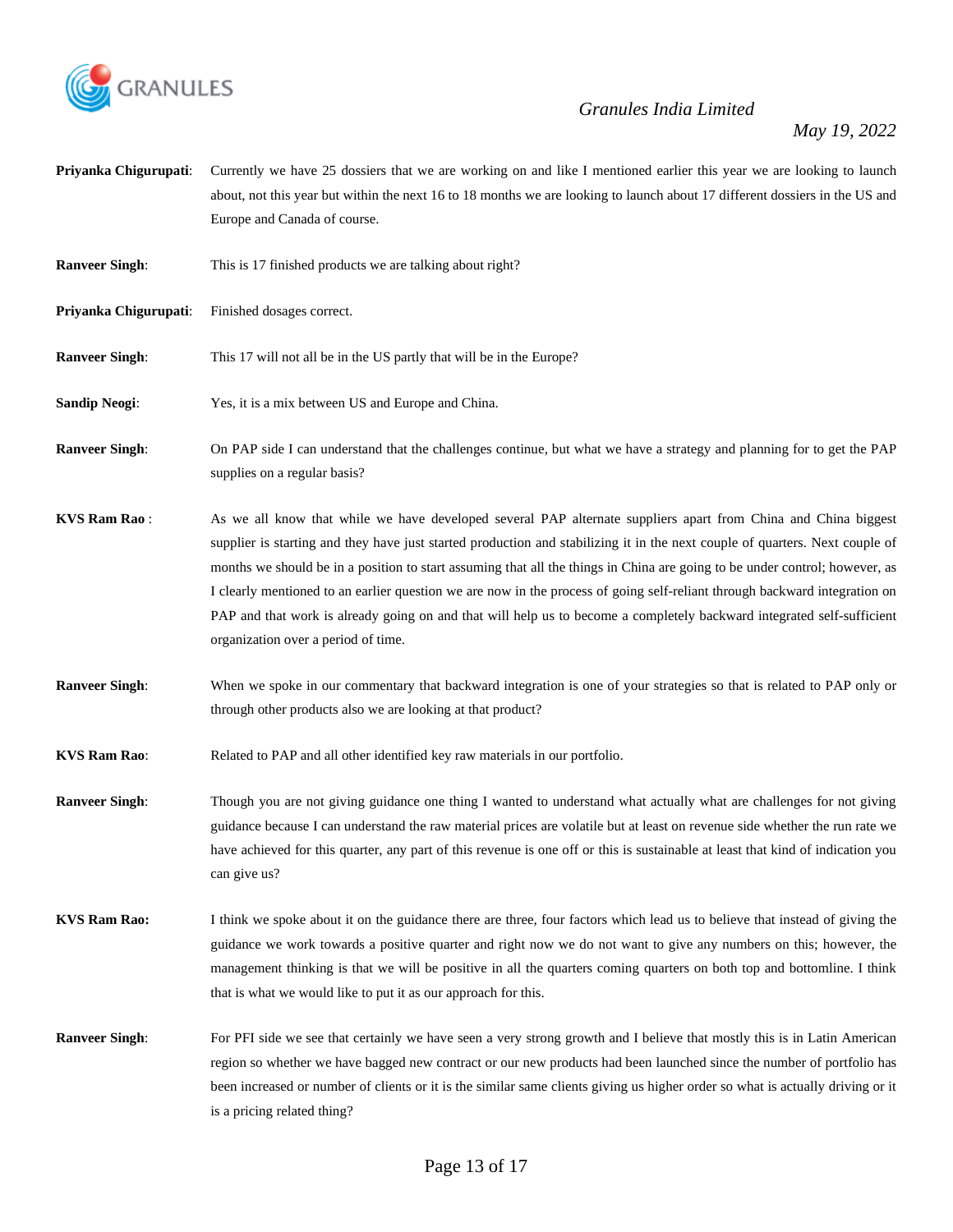**Priyanka Chigurupati**: Currently we have 25 dossiers that we are working on and like I mentioned earlier this year we are looking to launch about, not this year but within the next 16 to 18 months we are looking to launch about 17 different dossiers in the US and Europe and Canada of course.

**Ranveer Singh**: This is 17 finished products we are talking about right?

**Priyanka Chigurupati**: Finished dosages correct.

**Ranveer Singh**: This 17 will not all be in the US partly that will be in the Europe?

**Sandip Neogi**: Yes, it is a mix between US and Europe and China.

**Ranveer Singh**: On PAP side I can understand that the challenges continue, but what we have a strategy and planning for to get the PAP supplies on a regular basis?

**KVS Ram Rao** : As we all know that while we have developed several PAP alternate suppliers apart from China and China biggest supplier is starting and they have just started production and stabilizing it in the next couple of quarters. Next couple of months we should be in a position to start assuming that all the things in China are going to be under control; however, as I clearly mentioned to an earlier question we are now in the process of going self-reliant through backward integration on PAP and that work is already going on and that will help us to become a completely backward integrated self-sufficient organization over a period of time.

**Ranveer Singh**: When we spoke in our commentary that backward integration is one of your strategies so that is related to PAP only or through other products also we are looking at that product?

**KVS Ram Rao**: Related to PAP and all other identified key raw materials in our portfolio.

**Ranveer Singh**: Though you are not giving guidance one thing I wanted to understand what actually what are challenges for not giving guidance because I can understand the raw material prices are volatile but at least on revenue side whether the run rate we have achieved for this quarter, any part of this revenue is one off or this is sustainable at least that kind of indication you can give us?

**KVS Ram Rao:** I think we spoke about it on the guidance there are three, four factors which lead us to believe that instead of giving the guidance we work towards a positive quarter and right now we do not want to give any numbers on this; however, the management thinking is that we will be positive in all the quarters coming quarters on both top and bottomline. I think that is what we would like to put it as our approach for this.

**Ranveer Singh**: For PFI side we see that certainly we have seen a very strong growth and I believe that mostly this is in Latin American region so whether we have bagged new contract or our new products had been launched since the number of portfolio has been increased or number of clients or it is the similar same clients giving us higher order so what is actually driving or it is a pricing related thing?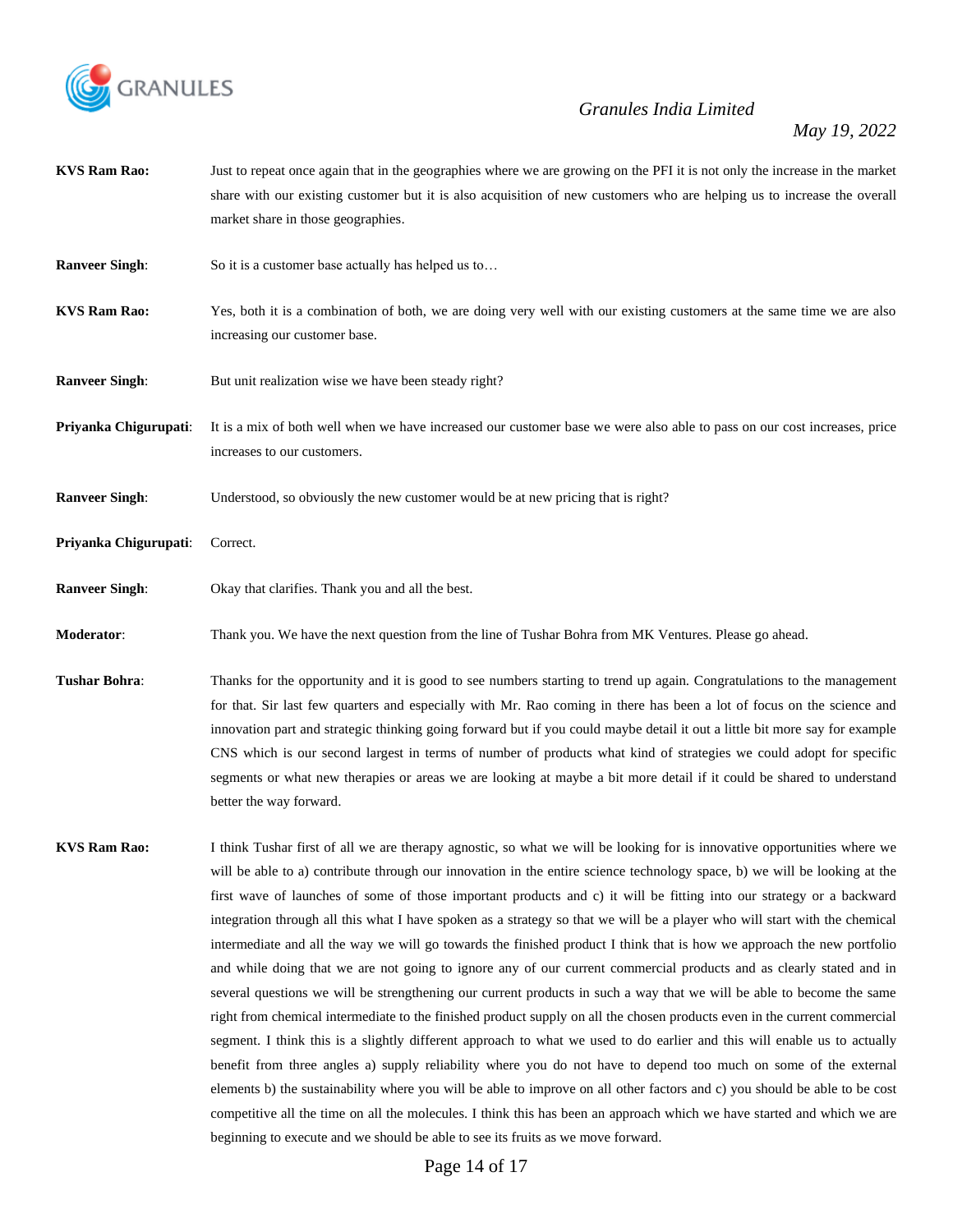**KVS Ram Rao:** Just to repeat once again that in the geographies where we are growing on the PFI it is not only the increase in the market share with our existing customer but it is also acquisition of new customers who are helping us to increase the overall market share in those geographies.

**Ranveer Singh**: So it is a customer base actually has helped us to…

**KVS Ram Rao:** Yes, both it is a combination of both, we are doing very well with our existing customers at the same time we are also increasing our customer base.

**Ranveer Singh**: But unit realization wise we have been steady right?

**Priyanka Chigurupati**: It is a mix of both well when we have increased our customer base we were also able to pass on our cost increases, price increases to our customers.

**Ranveer Singh**: Understood, so obviously the new customer would be at new pricing that is right?

**Priyanka Chigurupati**: Correct.

**Ranveer Singh**: Okay that clarifies. Thank you and all the best.

**Moderator**: Thank you. We have the next question from the line of Tushar Bohra from MK Ventures. Please go ahead.

**Tushar Bohra**: Thanks for the opportunity and it is good to see numbers starting to trend up again. Congratulations to the management for that. Sir last few quarters and especially with Mr. Rao coming in there has been a lot of focus on the science and innovation part and strategic thinking going forward but if you could maybe detail it out a little bit more say for example CNS which is our second largest in terms of number of products what kind of strategies we could adopt for specific segments or what new therapies or areas we are looking at maybe a bit more detail if it could be shared to understand better the way forward.

**KVS Ram Rao:** I think Tushar first of all we are therapy agnostic, so what we will be looking for is innovative opportunities where we will be able to a) contribute through our innovation in the entire science technology space, b) we will be looking at the first wave of launches of some of those important products and c) it will be fitting into our strategy or a backward integration through all this what I have spoken as a strategy so that we will be a player who will start with the chemical intermediate and all the way we will go towards the finished product I think that is how we approach the new portfolio and while doing that we are not going to ignore any of our current commercial products and as clearly stated and in several questions we will be strengthening our current products in such a way that we will be able to become the same right from chemical intermediate to the finished product supply on all the chosen products even in the current commercial segment. I think this is a slightly different approach to what we used to do earlier and this will enable us to actually benefit from three angles a) supply reliability where you do not have to depend too much on some of the external elements b) the sustainability where you will be able to improve on all other factors and c) you should be able to be cost competitive all the time on all the molecules. I think this has been an approach which we have started and which we are beginning to execute and we should be able to see its fruits as we move forward.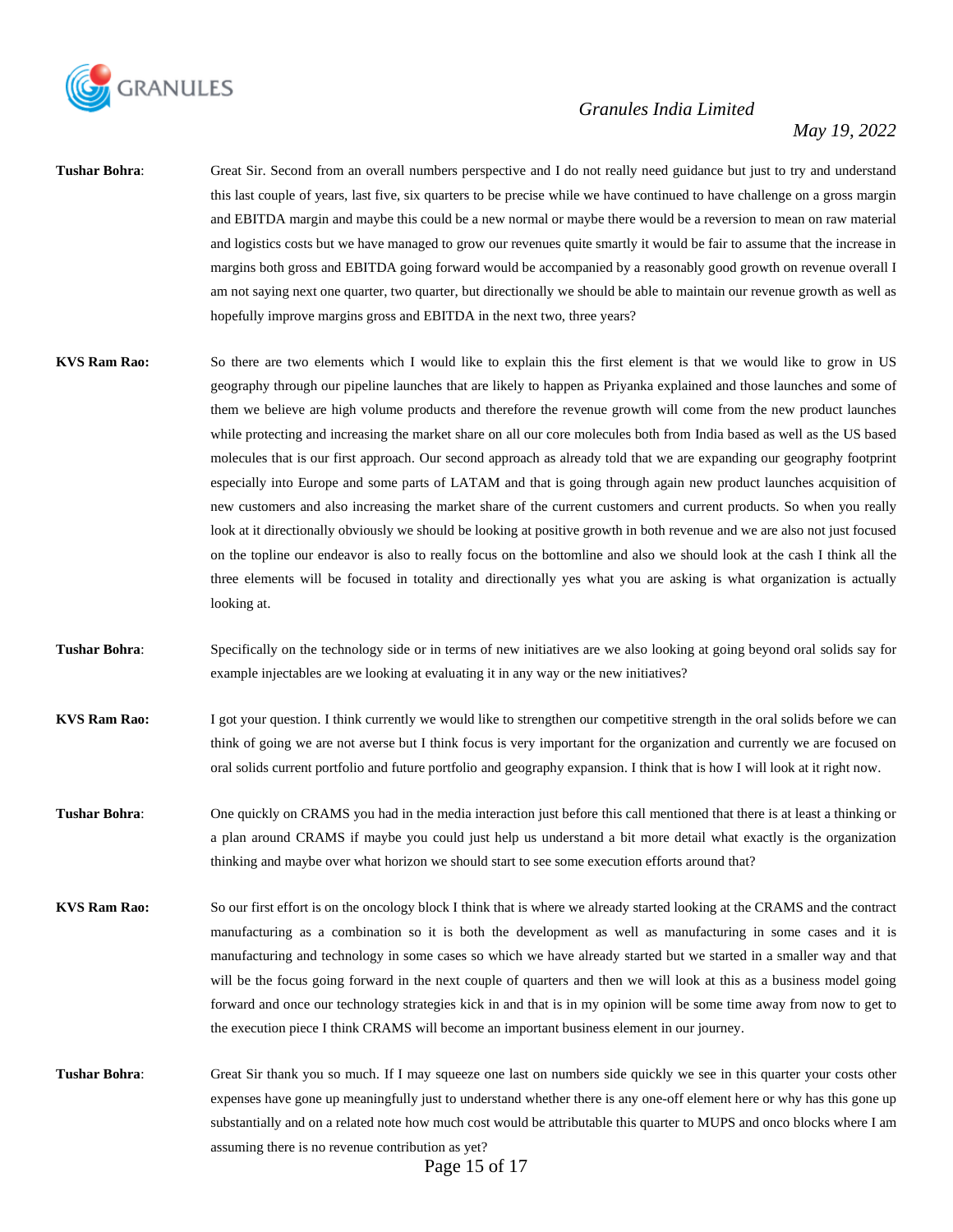**Tushar Bohra**: Great Sir. Second from an overall numbers perspective and I do not really need guidance but just to try and understand this last couple of years, last five, six quarters to be precise while we have continued to have challenge on a gross margin and EBITDA margin and maybe this could be a new normal or maybe there would be a reversion to mean on raw material and logistics costs but we have managed to grow our revenues quite smartly it would be fair to assume that the increase in margins both gross and EBITDA going forward would be accompanied by a reasonably good growth on revenue overall I am not saying next one quarter, two quarter, but directionally we should be able to maintain our revenue growth as well as hopefully improve margins gross and EBITDA in the next two, three years?

**KVS Ram Rao:** So there are two elements which I would like to explain this the first element is that we would like to grow in US geography through our pipeline launches that are likely to happen as Priyanka explained and those launches and some of them we believe are high volume products and therefore the revenue growth will come from the new product launches while protecting and increasing the market share on all our core molecules both from India based as well as the US based molecules that is our first approach. Our second approach as already told that we are expanding our geography footprint especially into Europe and some parts of LATAM and that is going through again new product launches acquisition of new customers and also increasing the market share of the current customers and current products. So when you really look at it directionally obviously we should be looking at positive growth in both revenue and we are also not just focused on the topline our endeavor is also to really focus on the bottomline and also we should look at the cash I think all the three elements will be focused in totality and directionally yes what you are asking is what organization is actually looking at.

**Tushar Bohra**: Specifically on the technology side or in terms of new initiatives are we also looking at going beyond oral solids say for example injectables are we looking at evaluating it in any way or the new initiatives?

**KVS Ram Rao:** I got your question. I think currently we would like to strengthen our competitive strength in the oral solids before we can think of going we are not averse but I think focus is very important for the organization and currently we are focused on oral solids current portfolio and future portfolio and geography expansion. I think that is how I will look at it right now.

**Tushar Bohra**: One quickly on CRAMS you had in the media interaction just before this call mentioned that there is at least a thinking or a plan around CRAMS if maybe you could just help us understand a bit more detail what exactly is the organization thinking and maybe over what horizon we should start to see some execution efforts around that?

**KVS Ram Rao:** So our first effort is on the oncology block I think that is where we already started looking at the CRAMS and the contract manufacturing as a combination so it is both the development as well as manufacturing in some cases and it is manufacturing and technology in some cases so which we have already started but we started in a smaller way and that will be the focus going forward in the next couple of quarters and then we will look at this as a business model going forward and once our technology strategies kick in and that is in my opinion will be some time away from now to get to the execution piece I think CRAMS will become an important business element in our journey.

**Tushar Bohra**: Great Sir thank you so much. If I may squeeze one last on numbers side quickly we see in this quarter your costs other expenses have gone up meaningfully just to understand whether there is any one-off element here or why has this gone up substantially and on a related note how much cost would be attributable this quarter to MUPS and onco blocks where I am assuming there is no revenue contribution as yet?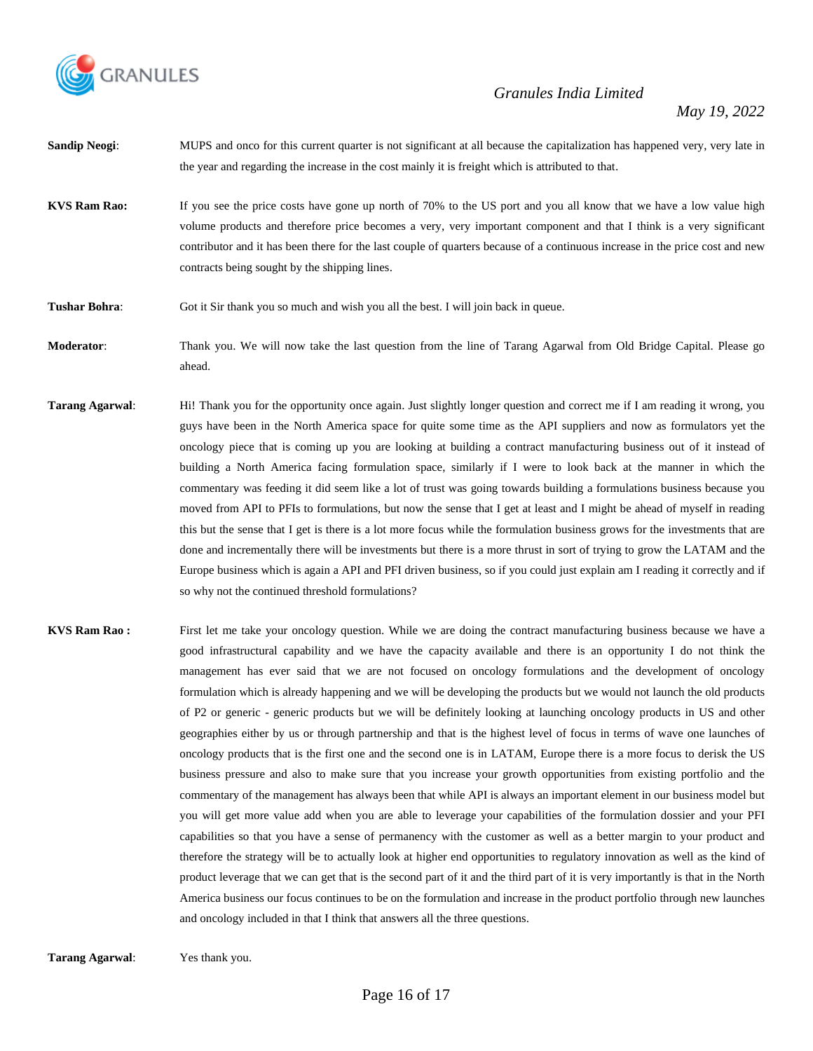**Sandip Neogi**: MUPS and onco for this current quarter is not significant at all because the capitalization has happened very, very late in the year and regarding the increase in the cost mainly it is freight which is attributed to that.

**KVS Ram Rao:** If you see the price costs have gone up north of 70% to the US port and you all know that we have a low value high volume products and therefore price becomes a very, very important component and that I think is a very significant contributor and it has been there for the last couple of quarters because of a continuous increase in the price cost and new contracts being sought by the shipping lines.

**Tushar Bohra**: Got it Sir thank you so much and wish you all the best. I will join back in queue.

**Moderator**: Thank you. We will now take the last question from the line of Tarang Agarwal from Old Bridge Capital. Please go ahead.

**Tarang Agarwal**: Hi! Thank you for the opportunity once again. Just slightly longer question and correct me if I am reading it wrong, you guys have been in the North America space for quite some time as the API suppliers and now as formulators yet the oncology piece that is coming up you are looking at building a contract manufacturing business out of it instead of building a North America facing formulation space, similarly if I were to look back at the manner in which the commentary was feeding it did seem like a lot of trust was going towards building a formulations business because you moved from API to PFIs to formulations, but now the sense that I get at least and I might be ahead of myself in reading this but the sense that I get is there is a lot more focus while the formulation business grows for the investments that are done and incrementally there will be investments but there is a more thrust in sort of trying to grow the LATAM and the Europe business which is again a API and PFI driven business, so if you could just explain am I reading it correctly and if so why not the continued threshold formulations?

**KVS Ram Rao :** First let me take your oncology question. While we are doing the contract manufacturing business because we have a good infrastructural capability and we have the capacity available and there is an opportunity I do not think the management has ever said that we are not focused on oncology formulations and the development of oncology formulation which is already happening and we will be developing the products but we would not launch the old products of P2 or generic - generic products but we will be definitely looking at launching oncology products in US and other geographies either by us or through partnership and that is the highest level of focus in terms of wave one launches of oncology products that is the first one and the second one is in LATAM, Europe there is a more focus to derisk the US business pressure and also to make sure that you increase your growth opportunities from existing portfolio and the commentary of the management has always been that while API is always an important element in our business model but you will get more value add when you are able to leverage your capabilities of the formulation dossier and your PFI capabilities so that you have a sense of permanency with the customer as well as a better margin to your product and therefore the strategy will be to actually look at higher end opportunities to regulatory innovation as well as the kind of product leverage that we can get that is the second part of it and the third part of it is very importantly is that in the North America business our focus continues to be on the formulation and increase in the product portfolio through new launches and oncology included in that I think that answers all the three questions.

**Tarang Agarwal**: Yes thank you.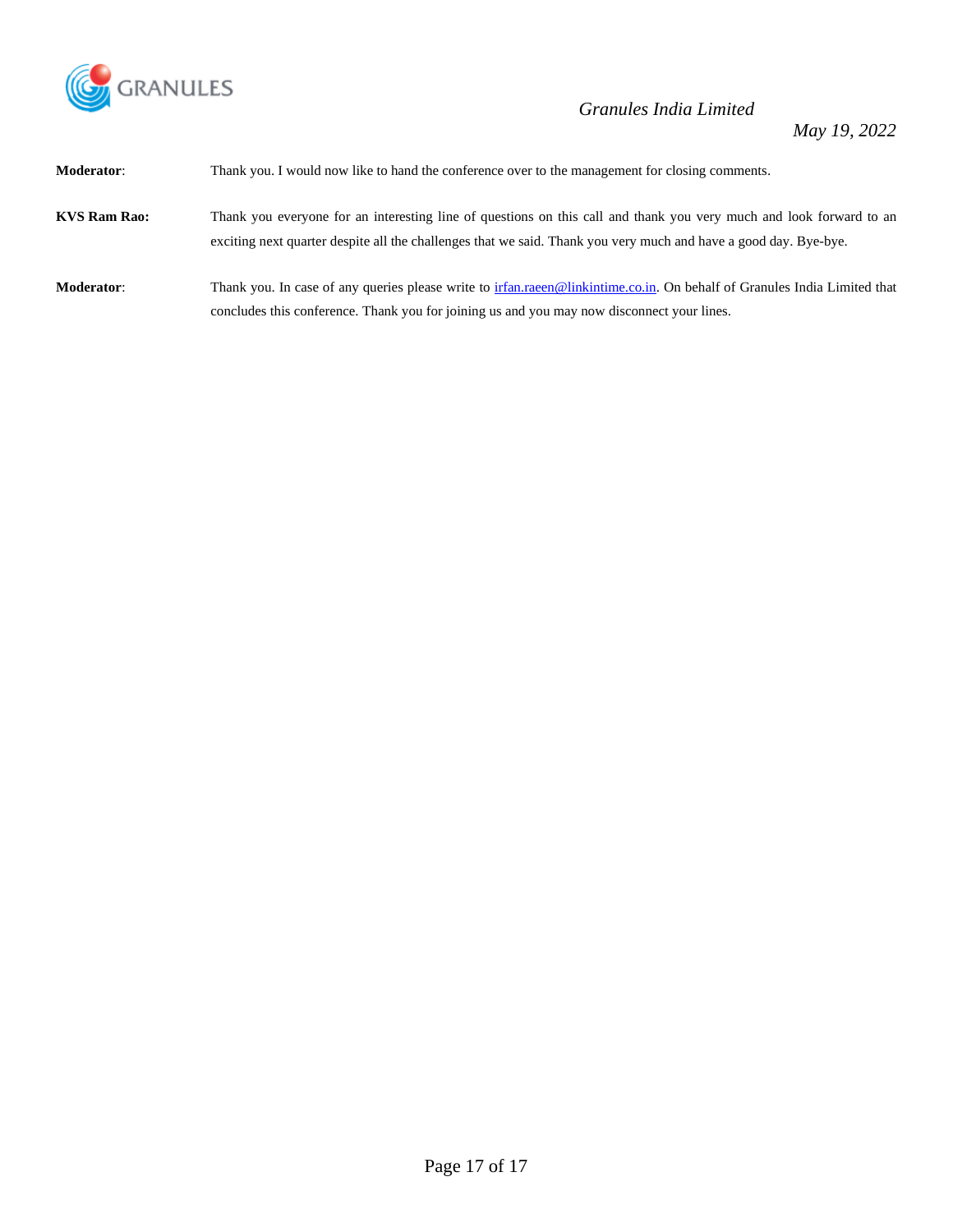**Moderator**: Thank you. I would now like to hand the conference over to the management for closing comments.

**KVS Ram Rao:** Thank you everyone for an interesting line of questions on this call and thank you very much and look forward to an exciting next quarter despite all the challenges that we said. Thank you very much and have a good day. Bye-bye.

**Moderator**: Thank you. In case of any queries please write to irfan.raeen@linkintime.co.in. On behalf of Granules India Limited that concludes this conference. Thank you for joining us and you may now disconnect your lines.